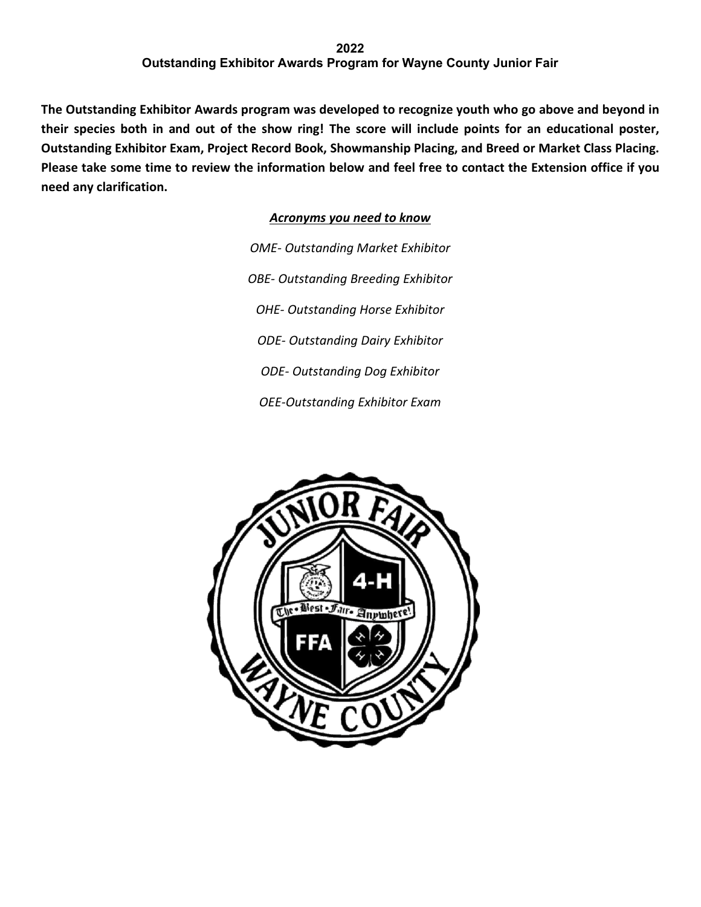# 2022
## Outstanding Exhibitor Awards Program for Wayne County Junior Fair

**The Outstanding Exhibitor Awards program was developed to recognize youth who go above and beyond in their species both in and out of the show ring! The score will include points for an educational poster, Outstanding Exhibitor Exam, Project Record Book, Showmanship Placing, and Breed or Market Class Placing. Please take some time to review the information below and feel free to contact the Extension office if you need any clarification.**

***Acronyms you need to know***

*OME- Outstanding Market Exhibitor*

*OBE- Outstanding Breeding Exhibitor*

*OHE- Outstanding Horse Exhibitor*

*ODE- Outstanding Dairy Exhibitor*

*ODE- Outstanding Dog Exhibitor*

*OEE-Outstanding Exhibitor Exam*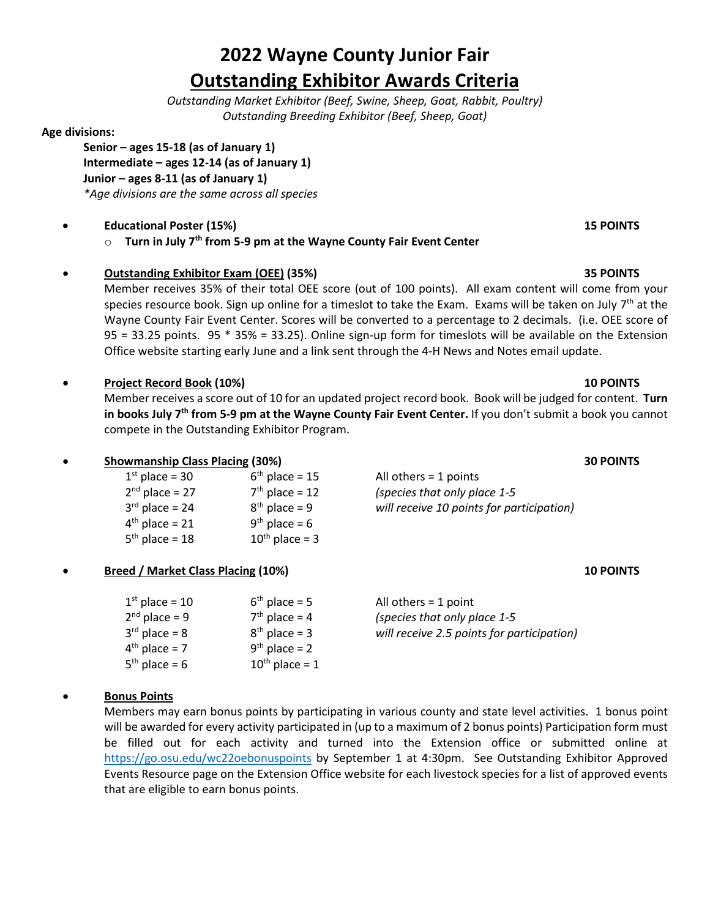# 2022 Wayne County Junior Fair

# <u>Outstanding Exhibitor Awards Criteria</u>

*Outstanding Market Exhibitor (Beef, Swine, Sheep, Goat, Rabbit, Poultry)*
*Outstanding Breeding Exhibitor (Beef, Sheep, Goat)*

**Age divisions:**

**Senior – ages 15-18 (as of January 1)**
**Intermediate – ages 12-14 (as of January 1)**
**Junior – ages 8-11 (as of January 1)**
*\*Age divisions are the same across all species*

- **Educational Poster (15%)** **15 POINTS**
  - **Turn in July 7th from 5-9 pm at the Wayne County Fair Event Center**

- **<u>Outstanding Exhibitor Exam (OEE)</u> (35%)** **35 POINTS**
  Member receives 35% of their total OEE score (out of 100 points). All exam content will come from your species resource book. Sign up online for a timeslot to take the Exam. Exams will be taken on July 7th at the Wayne County Fair Event Center. Scores will be converted to a percentage to 2 decimals. (i.e. OEE score of 95 = 33.25 points. 95 * 35% = 33.25). Online sign-up form for timeslots will be available on the Extension Office website starting early June and a link sent through the 4-H News and Notes email update.

- **<u>Project Record Book</u> (10%)** **10 POINTS**
  Member receives a score out of 10 for an updated project record book. Book will be judged for content. **Turn in books July 7th from 5-9 pm at the Wayne County Fair Event Center.** If you don't submit a book you cannot compete in the Outstanding Exhibitor Program.

- **<u>Showmanship Class Placing</u> (30%)** **30 POINTS**

| | | |
|---|---|---|
| 1st place = 30 | 6th place = 15 | All others = 1 points |
| 2nd place = 27 | 7th place = 12 | *(species that only place 1-5* |
| 3rd place = 24 | 8th place = 9 | *will receive 10 points for participation)* |
| 4th place = 21 | 9th place = 6 | |
| 5th place = 18 | 10th place = 3 | |

- **<u>Breed / Market Class Placing</u> (10%)** **10 POINTS**

| | | |
|---|---|---|
| 1st place = 10 | 6th place = 5 | All others = 1 point |
| 2nd place = 9 | 7th place = 4 | *(species that only place 1-5* |
| 3rd place = 8 | 8th place = 3 | *will receive 2.5 points for participation)* |
| 4th place = 7 | 9th place = 2 | |
| 5th place = 6 | 10th place = 1 | |

- **<u>Bonus Points</u>**
  Members may earn bonus points by participating in various county and state level activities. 1 bonus point will be awarded for every activity participated in (up to a maximum of 2 bonus points) Participation form must be filled out for each activity and turned into the Extension office or submitted online at https://go.osu.edu/wc22oebonuspoints by September 1 at 4:30pm. See Outstanding Exhibitor Approved Events Resource page on the Extension Office website for each livestock species for a list of approved events that are eligible to earn bonus points.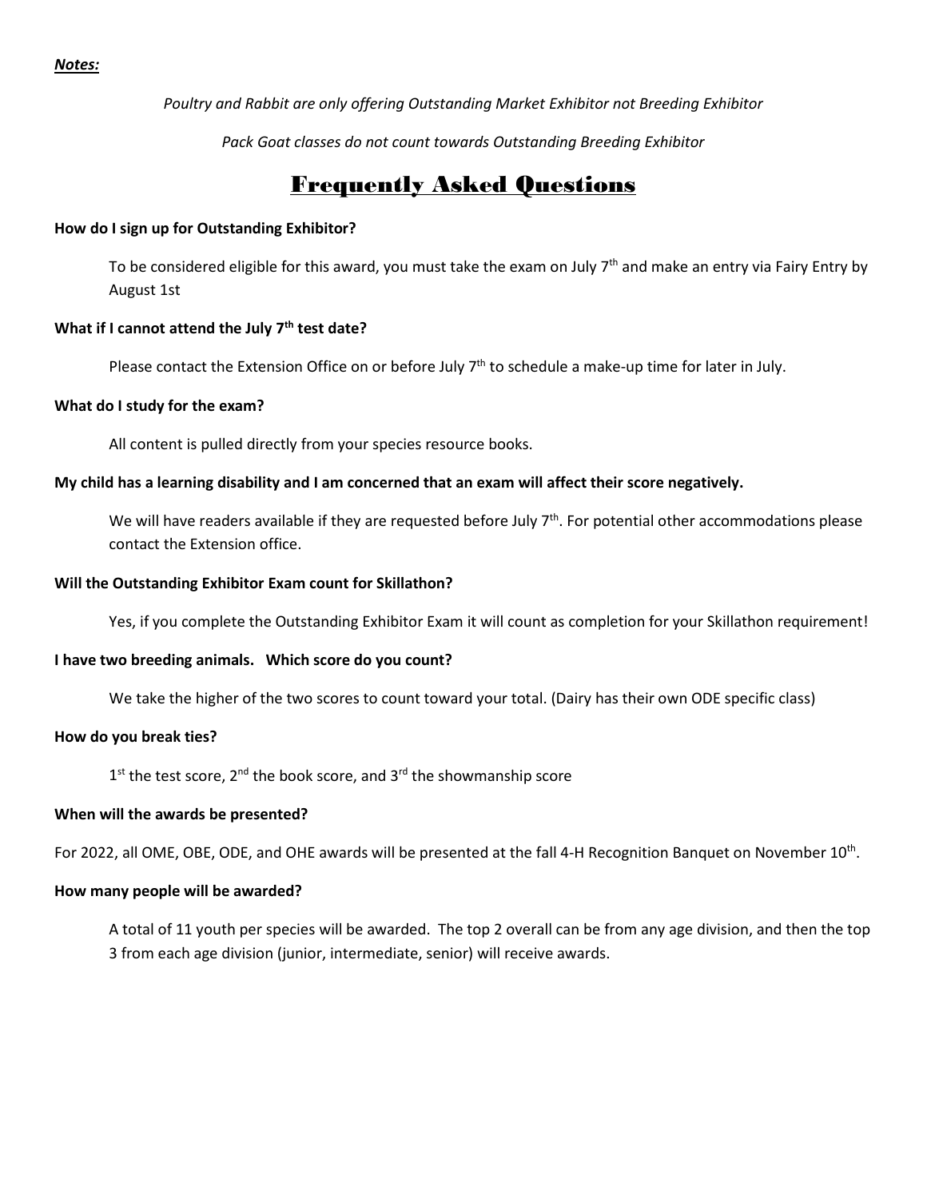***Notes:***

*Poultry and Rabbit are only offering Outstanding Market Exhibitor not Breeding Exhibitor*

*Pack Goat classes do not count towards Outstanding Breeding Exhibitor*

# Frequently Asked Questions

**How do I sign up for Outstanding Exhibitor?**

To be considered eligible for this award, you must take the exam on July 7th and make an entry via Fairy Entry by August 1st

**What if I cannot attend the July 7th test date?**

Please contact the Extension Office on or before July 7th to schedule a make-up time for later in July.

**What do I study for the exam?**

All content is pulled directly from your species resource books.

**My child has a learning disability and I am concerned that an exam will affect their score negatively.**

We will have readers available if they are requested before July 7th. For potential other accommodations please contact the Extension office.

**Will the Outstanding Exhibitor Exam count for Skillathon?**

Yes, if you complete the Outstanding Exhibitor Exam it will count as completion for your Skillathon requirement!

**I have two breeding animals. Which score do you count?**

We take the higher of the two scores to count toward your total. (Dairy has their own ODE specific class)

**How do you break ties?**

1st the test score, 2nd the book score, and 3rd the showmanship score

**When will the awards be presented?**

For 2022, all OME, OBE, ODE, and OHE awards will be presented at the fall 4-H Recognition Banquet on November 10th.

**How many people will be awarded?**

A total of 11 youth per species will be awarded. The top 2 overall can be from any age division, and then the top 3 from each age division (junior, intermediate, senior) will receive awards.